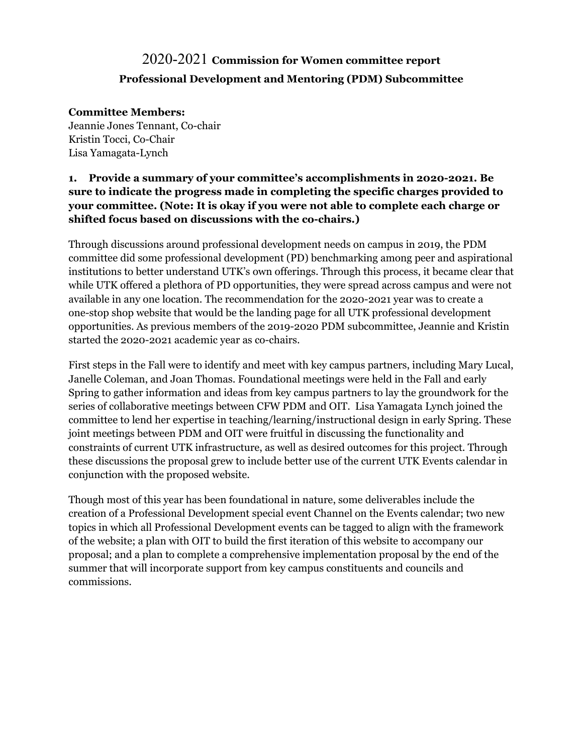# 2020-2021 Commission for Women committee report

## Professional Development and Mentoring (PDM) Subcommittee

**Committee Members:**
Jeannie Jones Tennant, Co-chair
Kristin Tocci, Co-Chair
Lisa Yamagata-Lynch

**1. Provide a summary of your committee's accomplishments in 2020-2021. Be sure to indicate the progress made in completing the specific charges provided to your committee. (Note: It is okay if you were not able to complete each charge or shifted focus based on discussions with the co-chairs.)**

Through discussions around professional development needs on campus in 2019, the PDM committee did some professional development (PD) benchmarking among peer and aspirational institutions to better understand UTK's own offerings. Through this process, it became clear that while UTK offered a plethora of PD opportunities, they were spread across campus and were not available in any one location. The recommendation for the 2020-2021 year was to create a one-stop shop website that would be the landing page for all UTK professional development opportunities. As previous members of the 2019-2020 PDM subcommittee, Jeannie and Kristin started the 2020-2021 academic year as co-chairs.

First steps in the Fall were to identify and meet with key campus partners, including Mary Lucal, Janelle Coleman, and Joan Thomas. Foundational meetings were held in the Fall and early Spring to gather information and ideas from key campus partners to lay the groundwork for the series of collaborative meetings between CFW PDM and OIT. Lisa Yamagata Lynch joined the committee to lend her expertise in teaching/learning/instructional design in early Spring. These joint meetings between PDM and OIT were fruitful in discussing the functionality and constraints of current UTK infrastructure, as well as desired outcomes for this project. Through these discussions the proposal grew to include better use of the current UTK Events calendar in conjunction with the proposed website.

Though most of this year has been foundational in nature, some deliverables include the creation of a Professional Development special event Channel on the Events calendar; two new topics in which all Professional Development events can be tagged to align with the framework of the website; a plan with OIT to build the first iteration of this website to accompany our proposal; and a plan to complete a comprehensive implementation proposal by the end of the summer that will incorporate support from key campus constituents and councils and commissions.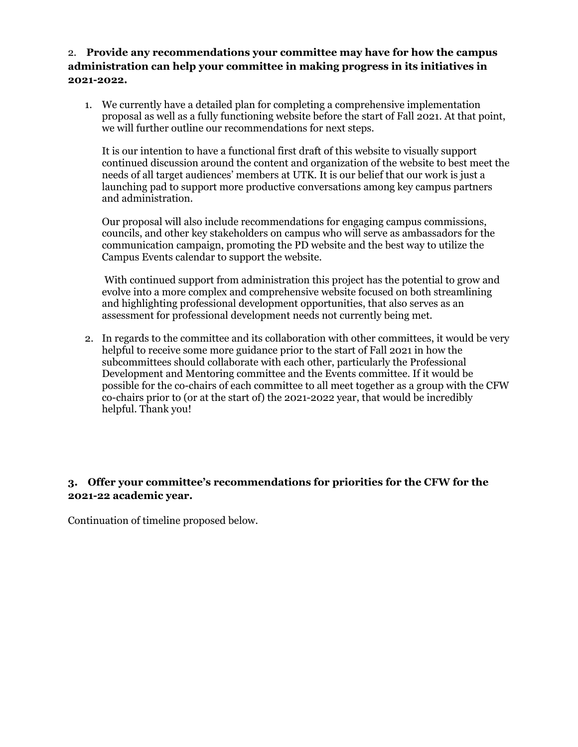## 2. **Provide any recommendations your committee may have for how the campus administration can help your committee in making progress in its initiatives in 2021-2022.**

1. We currently have a detailed plan for completing a comprehensive implementation proposal as well as a fully functioning website before the start of Fall 2021. At that point, we will further outline our recommendations for next steps.

   It is our intention to have a functional first draft of this website to visually support continued discussion around the content and organization of the website to best meet the needs of all target audiences' members at UTK. It is our belief that our work is just a launching pad to support more productive conversations among key campus partners and administration.

   Our proposal will also include recommendations for engaging campus commissions, councils, and other key stakeholders on campus who will serve as ambassadors for the communication campaign, promoting the PD website and the best way to utilize the Campus Events calendar to support the website.

   With continued support from administration this project has the potential to grow and evolve into a more complex and comprehensive website focused on both streamlining and highlighting professional development opportunities, that also serves as an assessment for professional development needs not currently being met.

2. In regards to the committee and its collaboration with other committees, it would be very helpful to receive some more guidance prior to the start of Fall 2021 in how the subcommittees should collaborate with each other, particularly the Professional Development and Mentoring committee and the Events committee. If it would be possible for the co-chairs of each committee to all meet together as a group with the CFW co-chairs prior to (or at the start of) the 2021-2022 year, that would be incredibly helpful. Thank you!

## 3. **Offer your committee's recommendations for priorities for the CFW for the 2021-22 academic year.**

Continuation of timeline proposed below.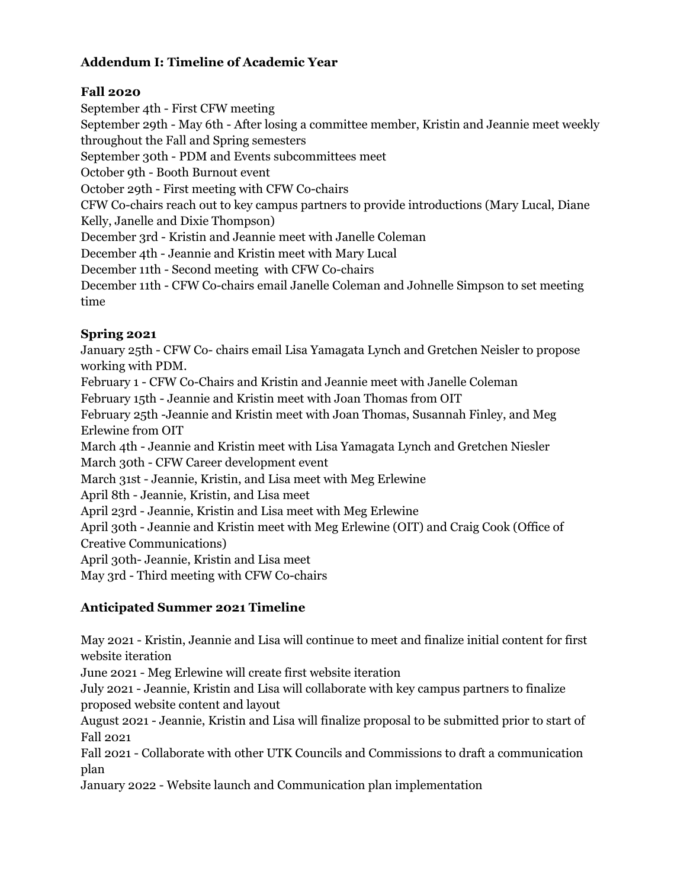**Addendum I: Timeline of Academic Year**

**Fall 2020**

September 4th - First CFW meeting
September 29th - May 6th - After losing a committee member, Kristin and Jeannie meet weekly throughout the Fall and Spring semesters
September 30th - PDM and Events subcommittees meet
October 9th - Booth Burnout event
October 29th - First meeting with CFW Co-chairs
CFW Co-chairs reach out to key campus partners to provide introductions (Mary Lucal, Diane Kelly, Janelle and Dixie Thompson)
December 3rd - Kristin and Jeannie meet with Janelle Coleman
December 4th - Jeannie and Kristin meet with Mary Lucal
December 11th - Second meeting with CFW Co-chairs
December 11th - CFW Co-chairs email Janelle Coleman and Johnelle Simpson to set meeting time

**Spring 2021**

January 25th - CFW Co- chairs email Lisa Yamagata Lynch and Gretchen Neisler to propose working with PDM.
February 1 - CFW Co-Chairs and Kristin and Jeannie meet with Janelle Coleman
February 15th - Jeannie and Kristin meet with Joan Thomas from OIT
February 25th -Jeannie and Kristin meet with Joan Thomas, Susannah Finley, and Meg Erlewine from OIT
March 4th - Jeannie and Kristin meet with Lisa Yamagata Lynch and Gretchen Niesler
March 30th - CFW Career development event
March 31st - Jeannie, Kristin, and Lisa meet with Meg Erlewine
April 8th - Jeannie, Kristin, and Lisa meet
April 23rd - Jeannie, Kristin and Lisa meet with Meg Erlewine
April 30th - Jeannie and Kristin meet with Meg Erlewine (OIT) and Craig Cook (Office of Creative Communications)
April 30th- Jeannie, Kristin and Lisa meet
May 3rd - Third meeting with CFW Co-chairs

**Anticipated Summer 2021 Timeline**

May 2021 - Kristin, Jeannie and Lisa will continue to meet and finalize initial content for first website iteration
June 2021 - Meg Erlewine will create first website iteration
July 2021 - Jeannie, Kristin and Lisa will collaborate with key campus partners to finalize proposed website content and layout
August 2021 - Jeannie, Kristin and Lisa will finalize proposal to be submitted prior to start of Fall 2021
Fall 2021 - Collaborate with other UTK Councils and Commissions to draft a communication plan
January 2022 - Website launch and Communication plan implementation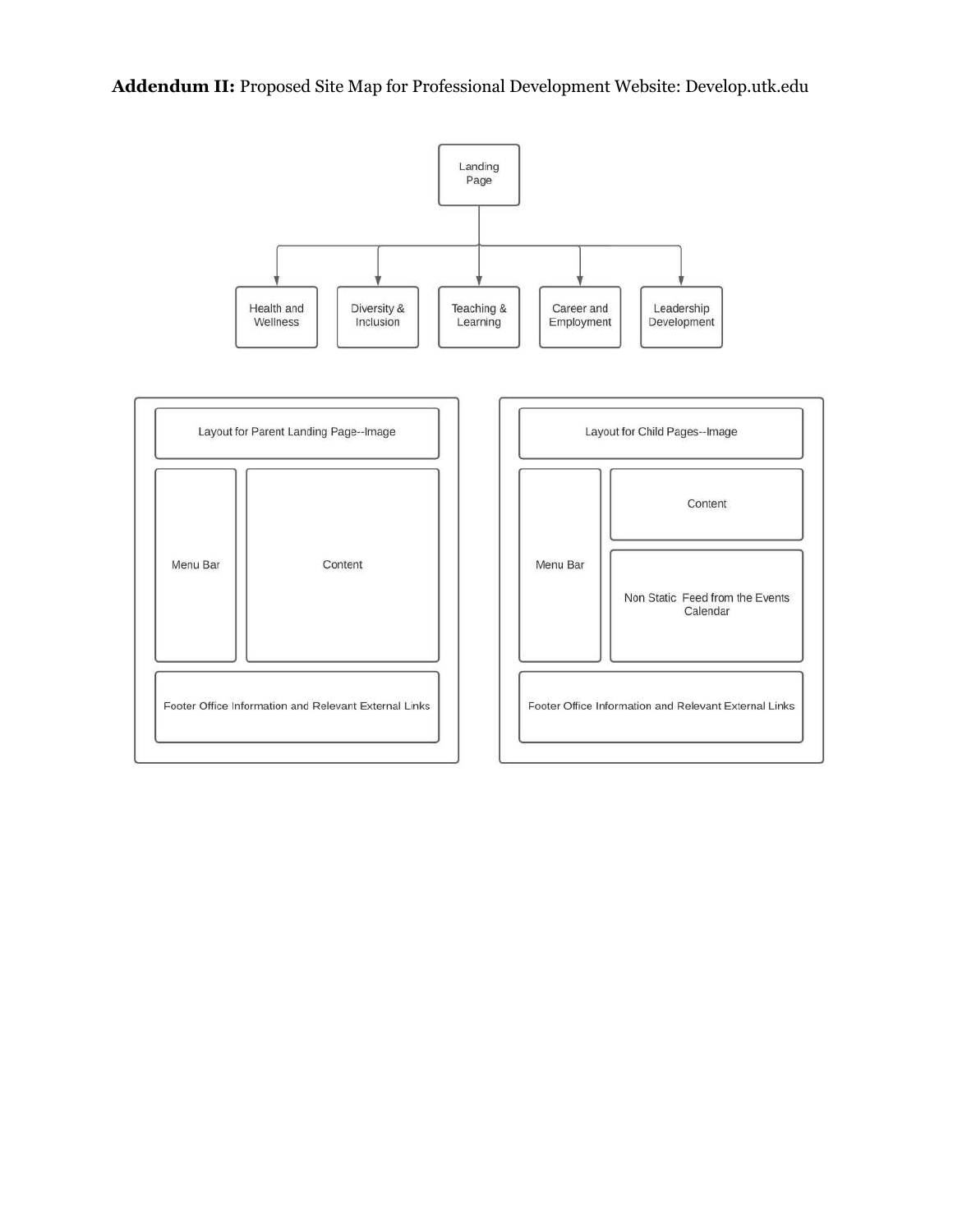**Addendum II:** Proposed Site Map for Professional Development Website: Develop.utk.edu

Landing Page

Health and Wellness

Diversity & Inclusion

Teaching & Learning

Career and Employment

Leadership Development

Layout for Parent Landing Page--Image

Menu Bar

Content

Footer Office Information and Relevant External Links

Layout for Child Pages--Image

Menu Bar

Content

Non Static Feed from the Events Calendar

Footer Office Information and Relevant External Links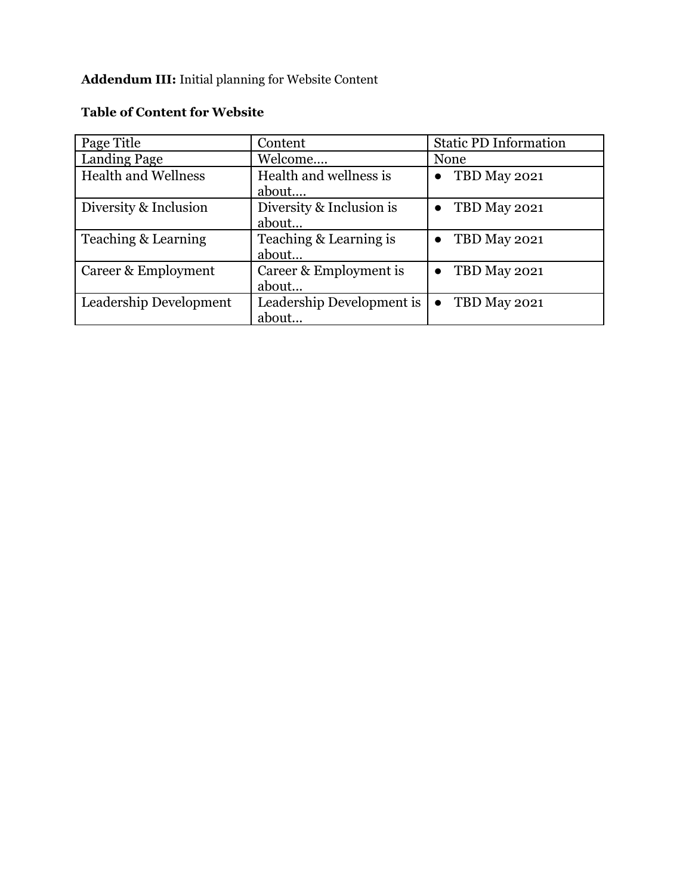**Addendum III:** Initial planning for Website Content

**Table of Content for Website**

| Page Title | Content | Static PD Information |
|---|---|---|
| Landing Page | Welcome…. | None |
| Health and Wellness | Health and wellness is about…. | ● TBD May 2021 |
| Diversity & Inclusion | Diversity & Inclusion is about… | ● TBD May 2021 |
| Teaching & Learning | Teaching & Learning is about… | ● TBD May 2021 |
| Career & Employment | Career & Employment is about… | ● TBD May 2021 |
| Leadership Development | Leadership Development is about… | ● TBD May 2021 |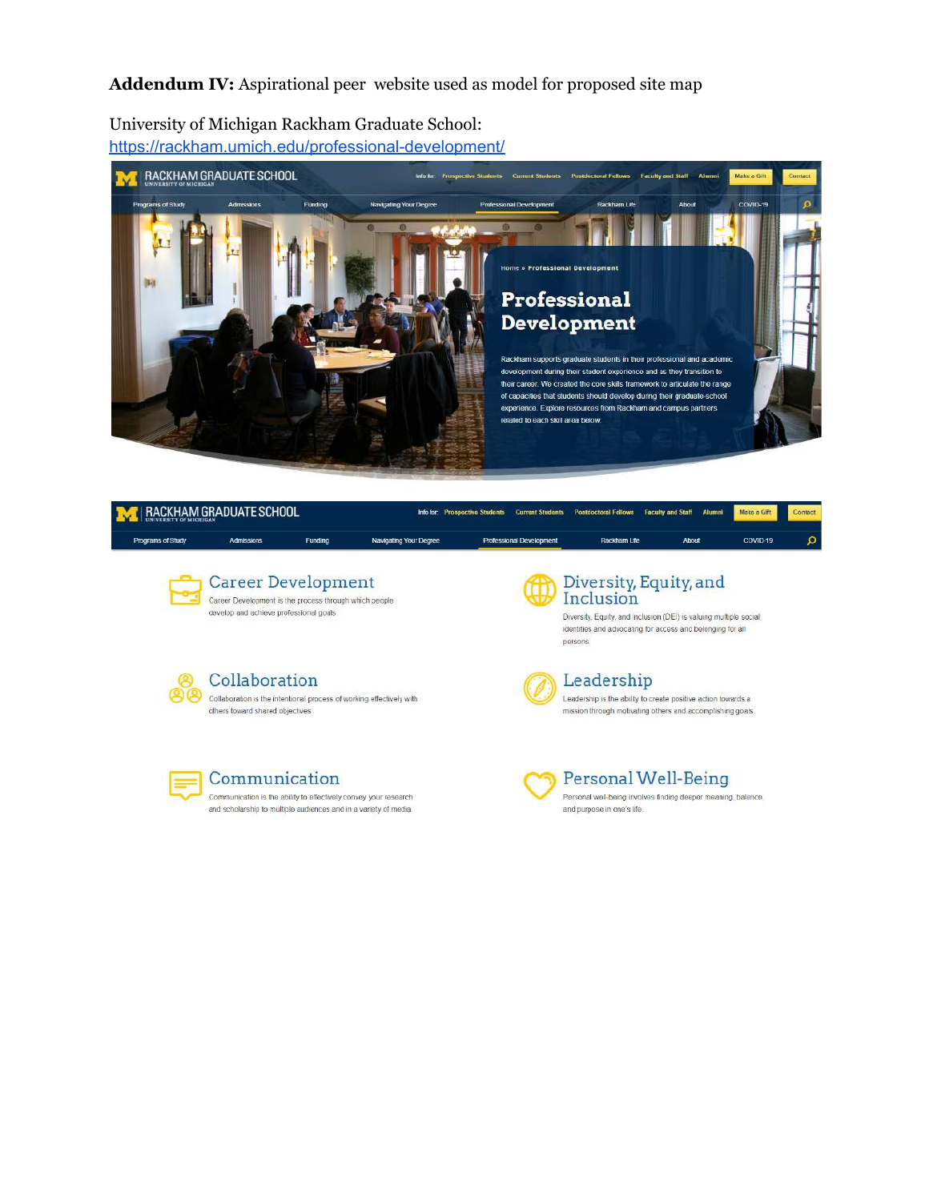**Addendum IV:** Aspirational peer website used as model for proposed site map

University of Michigan Rackham Graduate School:
https://rackham.umich.edu/professional-development/

RACKHAM GRADUATE SCHOOL
UNIVERSITY OF MICHIGAN

Info for: Prospective Students | Current Students | Postdoctoral Fellows | Faculty and Staff | Alumni | Make a Gift | Contact

Programs of Study | Admissions | Funding | Navigating Your Degree | Professional Development | Rackham Life | About | COVID-19

Home » Professional Development

# Professional Development

Rackham supports graduate students in their professional and academic development during their student experience and as they transition to their career. We created the core skills framework to articulate the range of capacities that students should develop during their graduate-school experience. Explore resources from Rackham and campus partners related to each skill area below.

RACKHAM GRADUATE SCHOOL
UNIVERSITY OF MICHIGAN

Info for: Prospective Students | Current Students | Postdoctoral Fellows | Faculty and Staff | Alumni | Make a Gift | Contact

Programs of Study | Admissions | Funding | Navigating Your Degree | Professional Development | Rackham Life | About | COVID-19

## Career Development

Career Development is the process through which people develop and achieve professional goals

## Diversity, Equity, and Inclusion

Diversity, Equity, and Inclusion (DEI) is valuing multiple social identities and advocating for access and belonging for all persons

## Collaboration

Collaboration is the intentional process of working effectively with others toward shared objectives

## Leadership

Leadership is the ability to create positive action towards a mission through motivating others and accomplishing goals

## Communication

Communication is the ability to effectively convey your research and scholarship to multiple audiences and in a variety of media

## Personal Well-Being

Personal well-being involves finding deeper meaning, balance, and purpose in one's life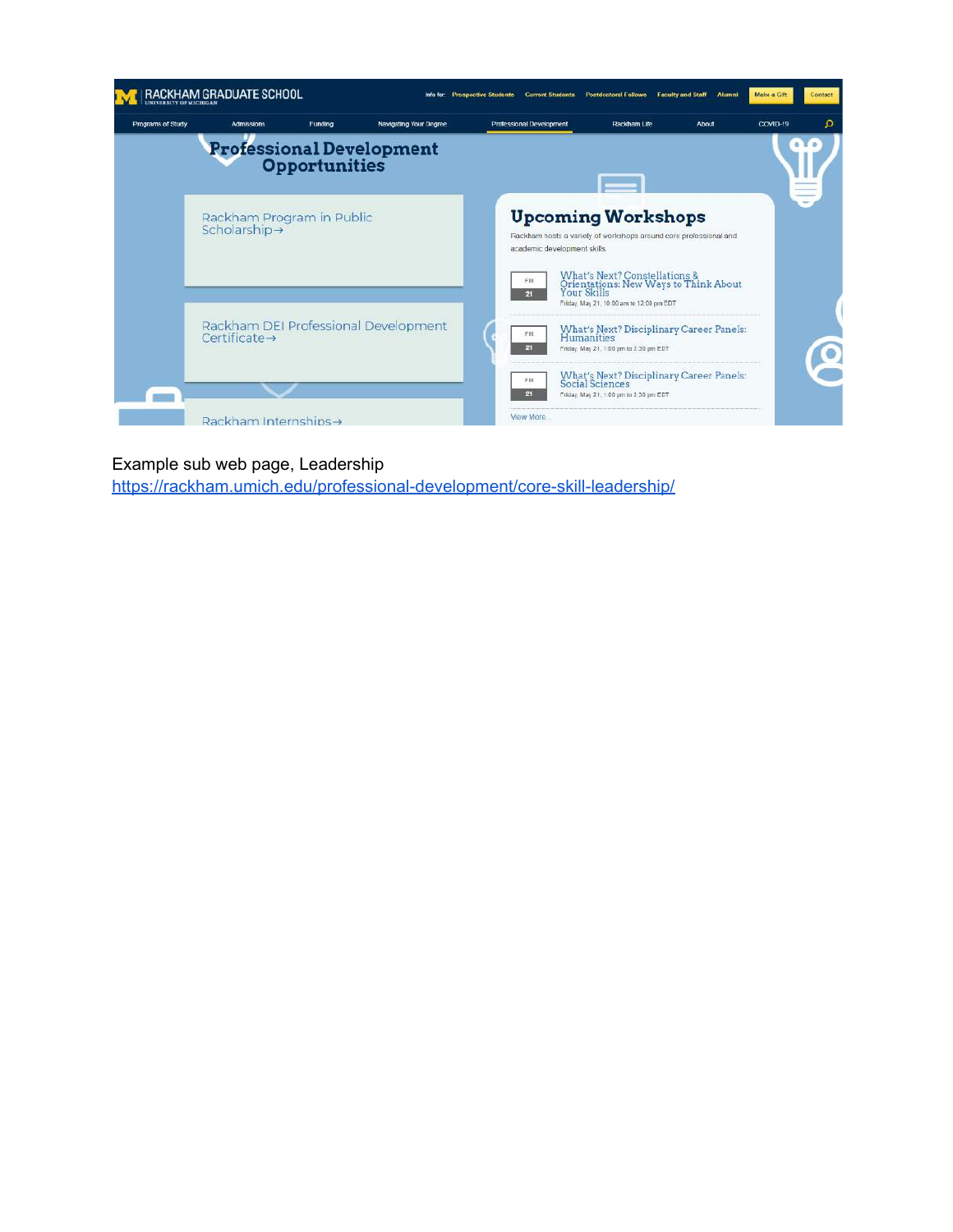RACKHAM GRADUATE SCHOOL
UNIVERSITY OF MICHIGAN

Info for: Prospective Students | Current Students | Postdoctoral Fellows | Faculty and Staff | Alumni | Make a Gift | Contact

Programs of Study | Admissions | Funding | Navigating Your Degree | Professional Development | Rackham Life | About | COVID-19

## Professional Development Opportunities

Rackham Program in Public Scholarship→

Rackham DEI Professional Development Certificate→

Rackham Internships→

## Upcoming Workshops

Rackham hosts a variety of workshops around core professional and academic development skills.

FRI 21 — What's Next? Constellations & Orientations: New Ways to Think About Your Skills
Friday, May 21, 10:00 am to 12:00 pm EDT

FRI 21 — What's Next? Disciplinary Career Panels: Humanities
Friday, May 21, 1:00 pm to 2:30 pm EDT

FRI 21 — What's Next? Disciplinary Career Panels: Social Sciences
Friday, May 21, 1:00 pm to 2:30 pm EDT

View More

Example sub web page, Leadership
https://rackham.umich.edu/professional-development/core-skill-leadership/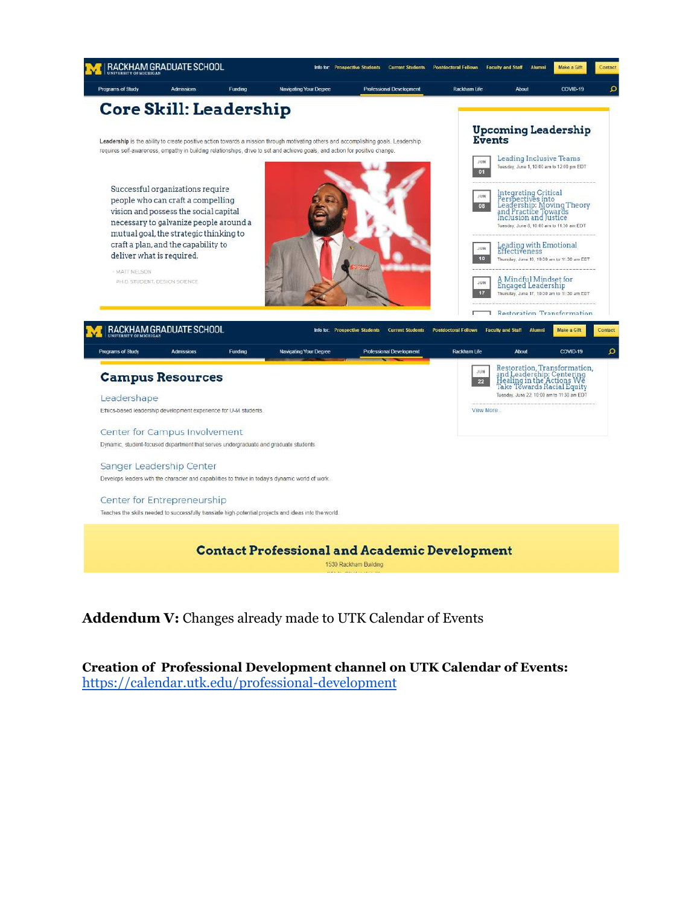RACKHAM GRADUATE SCHOOL
UNIVERSITY OF MICHIGAN

Info for: Prospective Students | Current Students | Postdoctoral Fellows | Faculty and Staff | Alumni | Make a Gift | Contact

Programs of Study | Admissions | Funding | Navigating Your Degree | Professional Development | Rackham Life | About | COVID-19

# Core Skill: Leadership

**Leadership** is the ability to create positive action towards a mission through motivating others and accomplishing goals. Leadership requires self-awareness, empathy in building relationships, drive to set and achieve goals, and action for positive change.

Successful organizations require people who can craft a compelling vision and possess the social capital necessary to galvanize people around a mutual goal, the strategic thinking to craft a plan, and the capability to deliver what is required.

- MATT NELSON
PH.D. STUDENT, DESIGN SCIENCE

## Upcoming Leadership Events

- JUN 01 — Leading Inclusive Teams — Tuesday, June 1, 10:00 am to 12:00 pm EDT
- JUN 08 — Integrating Critical Perspectives into Leadership: Moving Theory and Practice Towards Inclusion and Justice — Tuesday, June 8, 10:00 am to 11:30 am EDT
- JUN 10 — Leading with Emotional Effectiveness — Thursday, June 10, 10:00 am to 11:30 am EDT
- JUN 17 — A Mindful Mindset for Engaged Leadership — Thursday, June 17, 10:00 am to 11:30 am EDT
- JUN 22 — Restoration, Transformation, and Leadership: Centering Healing in the Actions We Take Towards Racial Equity — Tuesday, June 22 10:00 am to 11:30 am EDT

View More

## Campus Resources

Leadershape
Ethics-based leadership development experience for U-M students.

Center for Campus Involvement
Dynamic, student-focused department that serves undergraduate and graduate students

Sanger Leadership Center
Develops leaders with the character and capabilities to thrive in today's dynamic world of work.

Center for Entrepreneurship
Teaches the skills needed to successfully translate high-potential projects and ideas into the world.

## Contact Professional and Academic Development

1530 Rackham Building

**Addendum V:** Changes already made to UTK Calendar of Events

**Creation of Professional Development channel on UTK Calendar of Events:** https://calendar.utk.edu/professional-development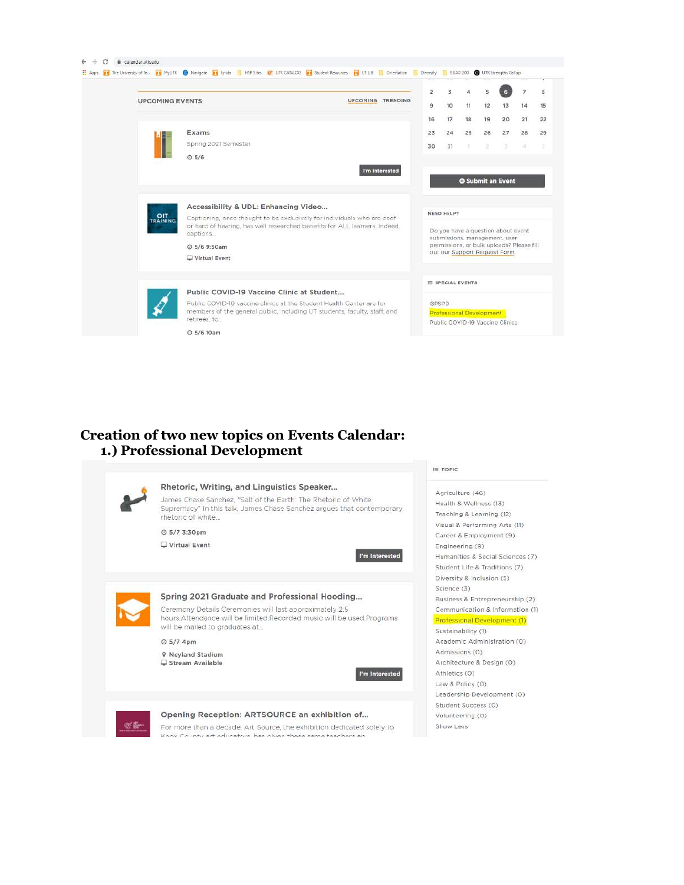calendar.utk.edu

UPCOMING EVENTS — UPCOMING | TRENDING

**Exams**
Spring 2021 Semester
5/6
I'm Interested

**Accessibility & UDL: Enhancing Video...**
Captioning, once thought to be exclusively for individuals who are deaf or hard of hearing, has well researched benefits for ALL learners. Indeed, captions...
5/6 9:50am
Virtual Event

**Public COVID-19 Vaccine Clinic at Student...**
Public COVID-19 vaccine clinics at the Student Health Center are for members of the general public, including UT students, faculty, staff, and retirees, to...
5/6 10am

| | | | | | | |
|---|---|---|---|---|---|---|
| 2 | 3 | 4 | 5 | 6 | 7 | 8 |
| 9 | 10 | 11 | 12 | 13 | 14 | 15 |
| 16 | 17 | 18 | 19 | 20 | 21 | 22 |
| 23 | 24 | 25 | 26 | 27 | 28 | 29 |
| 30 | 31 | 1 | 2 | 3 | 4 | 5 |

Submit an Event

NEED HELP?
Do you have a question about event submissions, management, user permissions, or bulk uploads? Please fill out our Support Request Form.

SPECIAL EVENTS
- GPSPD
- Professional Development
- Public COVID-19 Vaccine Clinics

## Creation of two new topics on Events Calendar:

### 1.) Professional Development

**Rhetoric, Writing, and Linguistics Speaker...**
James Chase Sanchez, "Salt of the Earth: The Rhetoric of White Supremacy" In this talk, James Chase Sanchez argues that contemporary rhetoric of white...
5/7 3:30pm
Virtual Event
I'm Interested

**Spring 2021 Graduate and Professional Hooding...**
Ceremony Details Ceremonies will last approximately 2.5 hours.Attendance will be limited.Recorded music will be used.Programs will be mailed to graduates at...
5/7 4pm
Neyland Stadium
Stream Available
I'm Interested

**Opening Reception: ARTSOURCE an exhibition of...**
For more than a decade, Art Source, the exhibition dedicated solely to Knox County art educators has given these same teachers an...

TOPIC
- Agriculture (46)
- Health & Wellness (13)
- Teaching & Learning (12)
- Visual & Performing Arts (11)
- Career & Employment (9)
- Engineering (9)
- Humanities & Social Sciences (7)
- Student Life & Traditions (7)
- Diversity & Inclusion (5)
- Science (3)
- Business & Entrepreneurship (2)
- Communication & Information (1)
- Professional Development (1)
- Sustainability (1)
- Academic Administration (0)
- Admissions (0)
- Architecture & Design (0)
- Athletics (0)
- Law & Policy (0)
- Leadership Development (0)
- Student Success (0)
- Volunteering (0)
- Show Less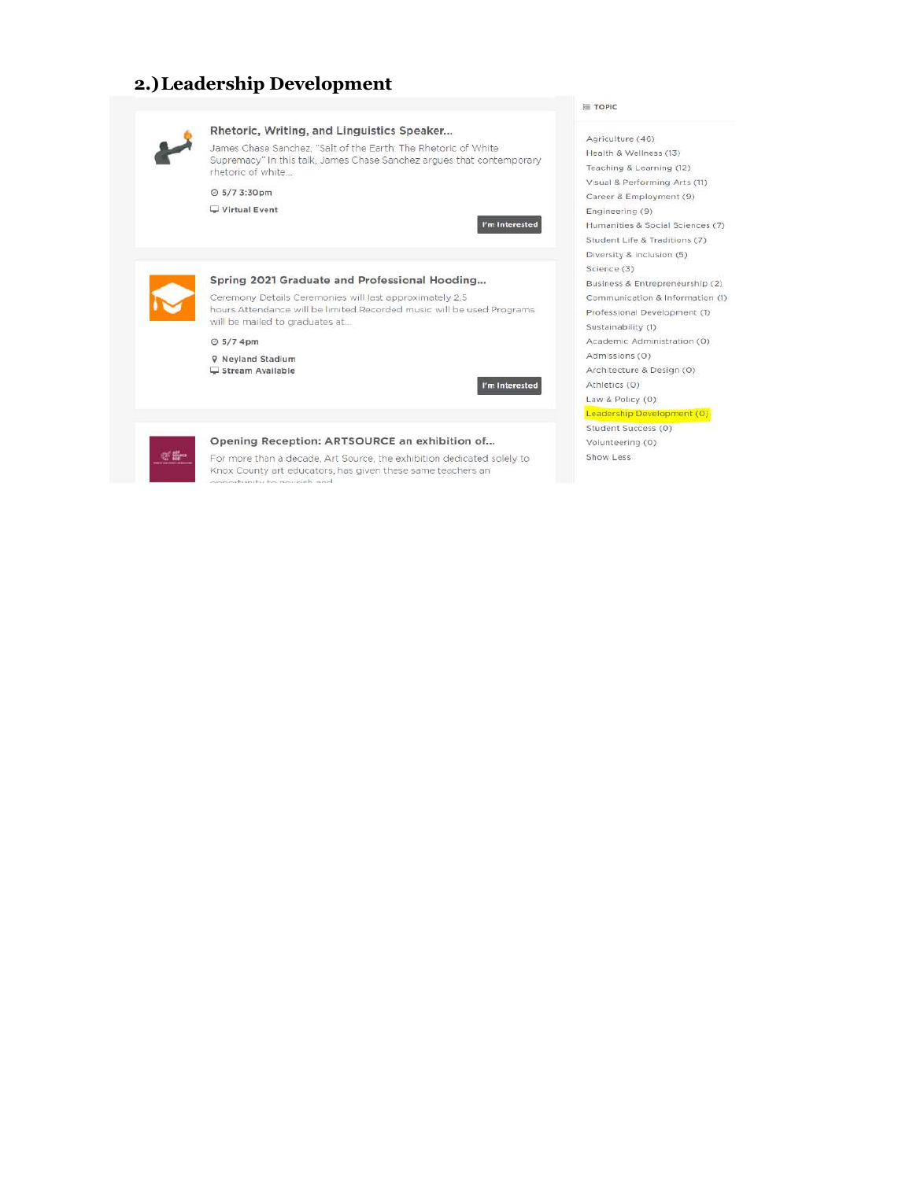## 2.) Leadership Development

**Rhetoric, Writing, and Linguistics Speaker...**

James Chase Sanchez, "Salt of the Earth: The Rhetoric of White Supremacy" In this talk, James Chase Sanchez argues that contemporary rhetoric of white...

5/7 3:30pm

Virtual Event

I'm Interested

**Spring 2021 Graduate and Professional Hooding...**

Ceremony Details Ceremonies will last approximately 2.5 hours Attendance will be limited Recorded music will be used Programs will be mailed to graduates at...

5/7 4pm

Neyland Stadium

Stream Available

I'm Interested

**Opening Reception: ARTSOURCE an exhibition of...**

For more than a decade, Art Source, the exhibition dedicated solely to Knox County art educators, has given these same teachers an opportunity to nourish and...

TOPIC

- Agriculture (46)
- Health & Wellness (13)
- Teaching & Learning (12)
- Visual & Performing Arts (11)
- Career & Employment (9)
- Engineering (9)
- Humanities & Social Sciences (7)
- Student Life & Traditions (7)
- Diversity & Inclusion (5)
- Science (3)
- Business & Entrepreneurship (2)
- Communication & Information (1)
- Professional Development (1)
- Sustainability (1)
- Academic Administration (0)
- Admissions (0)
- Architecture & Design (0)
- Athletics (0)
- Law & Policy (0)
- Leadership Development (0)
- Student Success (0)
- Volunteering (0)
- Show Less